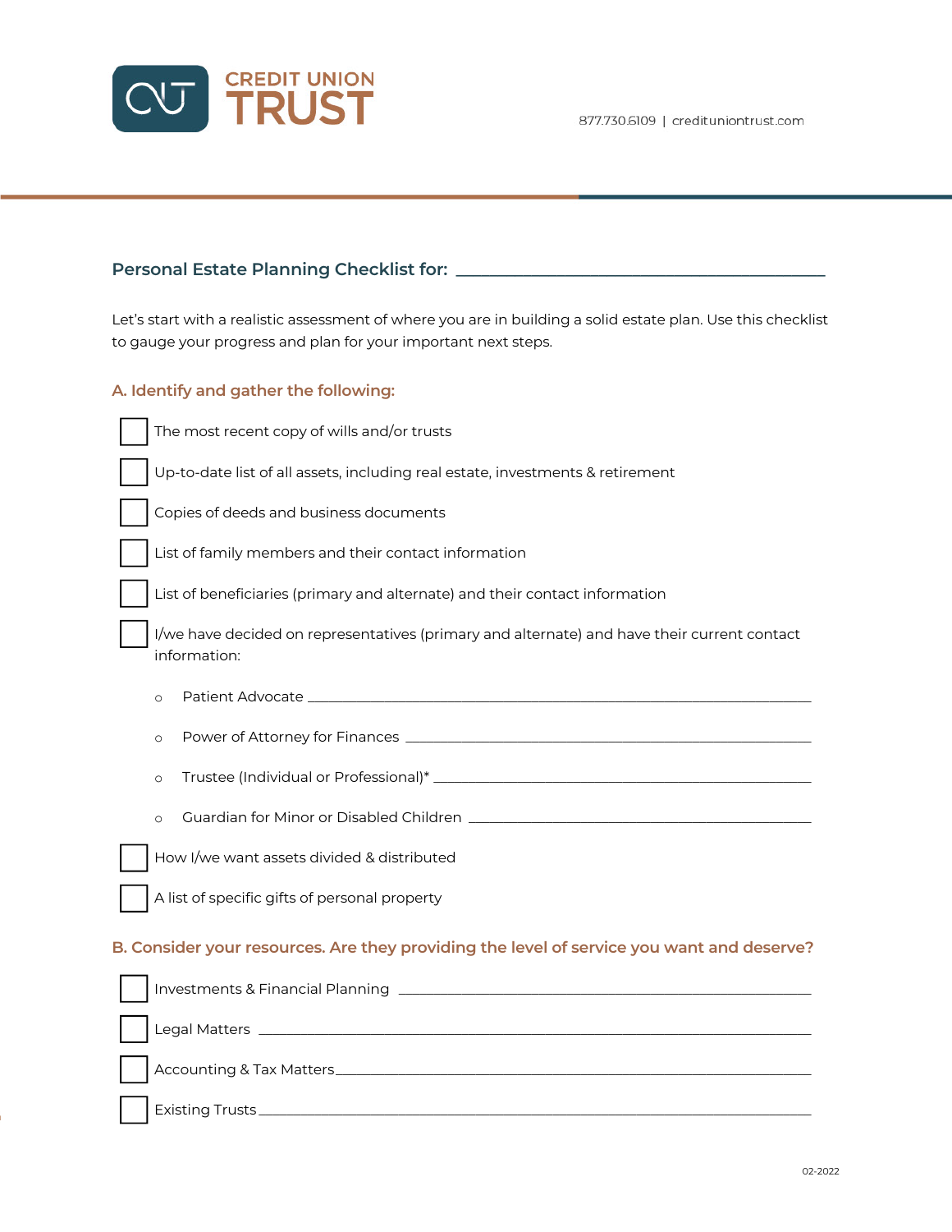**CREDIT UNION TRUST**

877.730.6109 | credituniontrust.com

## Personal Estate Planning Checklist for: ______________________________________________

Let's start with a realistic assessment of where you are in building a solid estate plan. Use this checklist to gauge your progress and plan for your important next steps.

### A. Identify and gather the following:

- [ ] The most recent copy of wills and/or trusts
- [ ] Up-to-date list of all assets, including real estate, investments & retirement
- [ ] Copies of deeds and business documents
- [ ] List of family members and their contact information
- [ ] List of beneficiaries (primary and alternate) and their contact information
- [ ] I/we have decided on representatives (primary and alternate) and have their current contact information:
  - Patient Advocate ______________________________________________
  - Power of Attorney for Finances ______________________________________________
  - Trustee (Individual or Professional)* ______________________________________________
  - Guardian for Minor or Disabled Children ______________________________________________
- [ ] How I/we want assets divided & distributed
- [ ] A list of specific gifts of personal property

### B. Consider your resources. Are they providing the level of service you want and deserve?

- [ ] Investments & Financial Planning ______________________________________________
- [ ] Legal Matters ______________________________________________
- [ ] Accounting & Tax Matters ______________________________________________
- [ ] Existing Trusts ______________________________________________

02-2022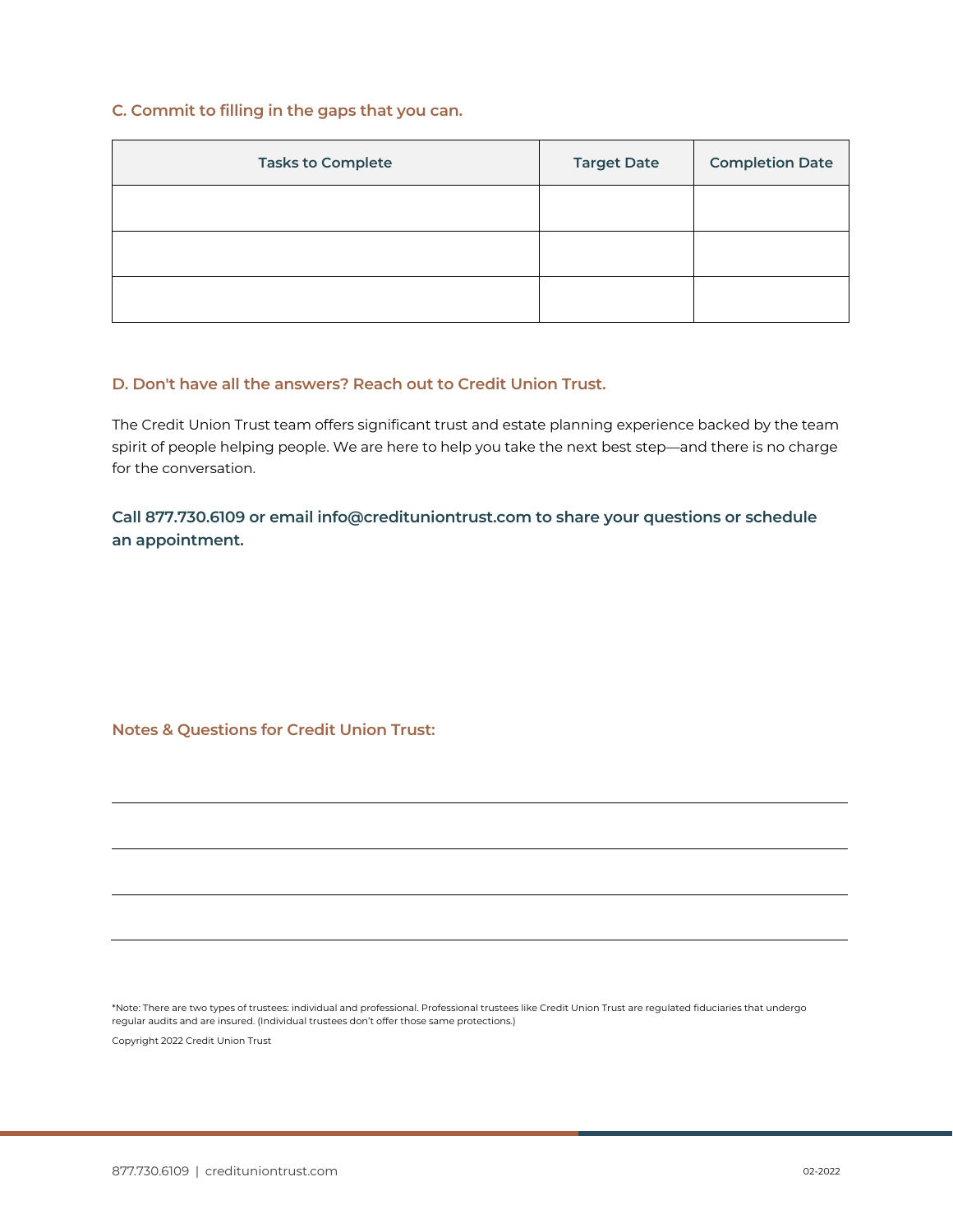### C. Commit to filling in the gaps that you can.

| Tasks to Complete | Target Date | Completion Date |
| --- | --- | --- |
| | | |
| | | |
| | | |

### D. Don't have all the answers? Reach out to Credit Union Trust.

The Credit Union Trust team offers significant trust and estate planning experience backed by the team spirit of people helping people. We are here to help you take the next best step—and there is no charge for the conversation.

**Call 877.730.6109 or email info@creditungiontrust.com to share your questions or schedule an appointment.**

### Notes & Questions for Credit Union Trust:

---

---

---

---

*Note: There are two types of trustees: individual and professional. Professional trustees like Credit Union Trust are regulated fiduciaries that undergo regular audits and are insured. (Individual trustees don't offer those same protections.)

Copyright 2022 Credit Union Trust

877.730.6109 | creditun iontrust.com

02-2022

### C. Commit to filling in the gaps that you can.

| Tasks to Complete | Target Date | Completion Date |
| --- | --- | --- |
| | | |
| | | |
| | | |

### D. Don't have all the answers? Reach out to Credit Union Trust.

The Credit Union Trust team offers significant trust and estate planning experience backed by the team spirit of people helping people. We are here to help you take the next best step—and there is no charge for the conversation.

**Call 877.730.6109 or email info@creditoniontrust.com to share your questions or schedule an appointment.**

### Notes & Questions for Credit Union Trust:

---

---

---

---

*Note: There are two types of trustees: individual and professional. Professional trustees like Credit Union Trust are regulated fiduciaries that undergo regular audits and are insured. (Individual trustees don't offer those same protections.)

Copyright 2022 Credit Union Trust

877.730.6109 | creditoniontrust.com

02-2022